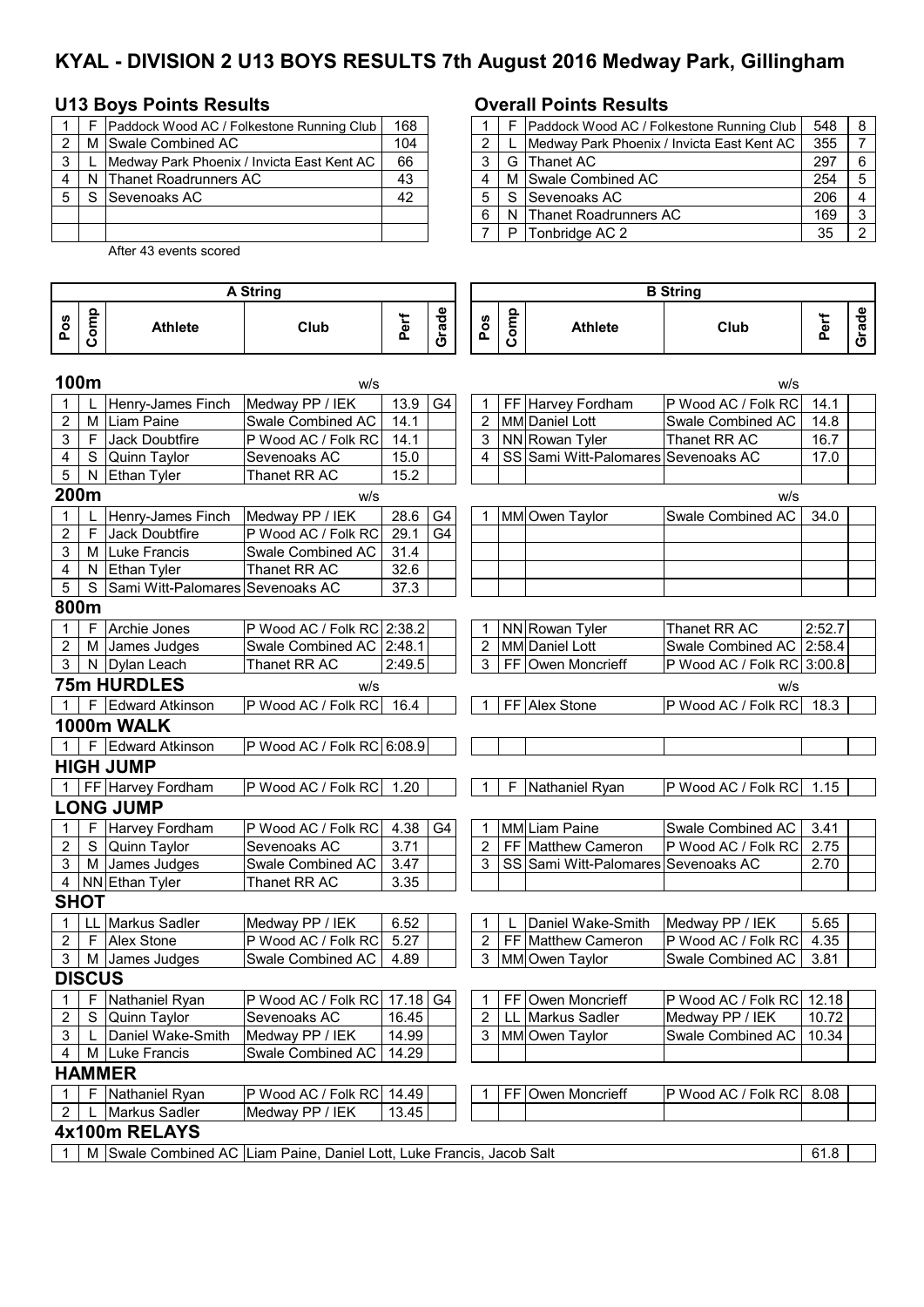# KYAL - DIVISION 2 U13 BOYS RESULTS 7th August 2016 Medway Park, Gillingham

## U13 Boys Points Results

| | | | |
|---|---|---|---|
| 1 | F | Paddock Wood AC / Folkestone Running Club | 168 |
| 2 | M | Swale Combined AC | 104 |
| 3 | L | Medway Park Phoenix / Invicta East Kent AC | 66 |
| 4 | N | Thanet Roadrunners AC | 43 |
| 5 | S | Sevenoaks AC | 42 |

After 43 events scored

## Overall Points Results

| | | | | |
|---|---|---|---|---|
| 1 | F | Paddock Wood AC / Folkestone Running Club | 548 | 8 |
| 2 | L | Medway Park Phoenix / Invicta East Kent AC | 355 | 7 |
| 3 | G | Thanet AC | 297 | 6 |
| 4 | M | Swale Combined AC | 254 | 5 |
| 5 | S | Sevenoaks AC | 206 | 4 |
| 6 | N | Thanet Roadrunners AC | 169 | 3 |
| 7 | P | Tonbridge AC 2 | 35 | 2 |

| A String | | | | | | B String | | | | | |
|---|---|---|---|---|---|---|---|---|---|---|---|
| Pos | Comp | Athlete | Club | Perf | Grade | Pos | Comp | Athlete | Club | Perf | Grade |
| **100m** | | | w/s | | | | | | w/s | | |
| 1 | L | Henry-James Finch | Medway PP / IEK | 13.9 | G4 | 1 | FF | Harvey Fordham | P Wood AC / Folk RC | 14.1 | |
| 2 | M | Liam Paine | Swale Combined AC | 14.1 | | 2 | MM | Daniel Lott | Swale Combined AC | 14.8 | |
| 3 | F | Jack Doubtfire | P Wood AC / Folk RC | 14.1 | | 3 | NN | Rowan Tyler | Thanet RR AC | 16.7 | |
| 4 | S | Quinn Taylor | Sevenoaks AC | 15.0 | | 4 | SS | Sami Witt-Palomares | Sevenoaks AC | 17.0 | |
| 5 | N | Ethan Tyler | Thanet RR AC | 15.2 | | | | | | | |
| **200m** | | | w/s | | | | | | w/s | | |
| 1 | L | Henry-James Finch | Medway PP / IEK | 28.6 | G4 | 1 | MM | Owen Taylor | Swale Combined AC | 34.0 | |
| 2 | F | Jack Doubtfire | P Wood AC / Folk RC | 29.1 | G4 | | | | | | |
| 3 | M | Luke Francis | Swale Combined AC | 31.4 | | | | | | | |
| 4 | N | Ethan Tyler | Thanet RR AC | 32.6 | | | | | | | |
| 5 | S | Sami Witt-Palomares | Sevenoaks AC | 37.3 | | | | | | | |
| **800m** | | | | | | | | | | | |
| 1 | F | Archie Jones | P Wood AC / Folk RC | 2:38.2 | | 1 | NN | Rowan Tyler | Thanet RR AC | 2:52.7 | |
| 2 | M | James Judges | Swale Combined AC | 2:48.1 | | 2 | MM | Daniel Lott | Swale Combined AC | 2:58.4 | |
| 3 | N | Dylan Leach | Thanet RR AC | 2:49.5 | | 3 | FF | Owen Moncrieff | P Wood AC / Folk RC | 3:00.8 | |
| **75m HURDLES** | | | w/s | | | | | | w/s | | |
| 1 | F | Edward Atkinson | P Wood AC / Folk RC | 16.4 | | 1 | FF | Alex Stone | P Wood AC / Folk RC | 18.3 | |
| **1000m WALK** | | | | | | | | | | | |
| 1 | F | Edward Atkinson | P Wood AC / Folk RC | 6:08.9 | | | | | | | |
| **HIGH JUMP** | | | | | | | | | | | |
| 1 | FF | Harvey Fordham | P Wood AC / Folk RC | 1.20 | | 1 | F | Nathaniel Ryan | P Wood AC / Folk RC | 1.15 | |
| **LONG JUMP** | | | | | | | | | | | |
| 1 | F | Harvey Fordham | P Wood AC / Folk RC | 4.38 | G4 | 1 | MM | Liam Paine | Swale Combined AC | 3.41 | |
| 2 | S | Quinn Taylor | Sevenoaks AC | 3.71 | | 2 | FF | Matthew Cameron | P Wood AC / Folk RC | 2.75 | |
| 3 | M | James Judges | Swale Combined AC | 3.47 | | 3 | SS | Sami Witt-Palomares | Sevenoaks AC | 2.70 | |
| 4 | NN | Ethan Tyler | Thanet RR AC | 3.35 | | | | | | | |
| **SHOT** | | | | | | | | | | | |
| 1 | LL | Markus Sadler | Medway PP / IEK | 6.52 | | 1 | L | Daniel Wake-Smith | Medway PP / IEK | 5.65 | |
| 2 | F | Alex Stone | P Wood AC / Folk RC | 5.27 | | 2 | FF | Matthew Cameron | P Wood AC / Folk RC | 4.35 | |
| 3 | M | James Judges | Swale Combined AC | 4.89 | | 3 | MM | Owen Taylor | Swale Combined AC | 3.81 | |
| **DISCUS** | | | | | | | | | | | |
| 1 | F | Nathaniel Ryan | P Wood AC / Folk RC | 17.18 | G4 | 1 | FF | Owen Moncrieff | P Wood AC / Folk RC | 12.18 | |
| 2 | S | Quinn Taylor | Sevenoaks AC | 16.45 | | 2 | LL | Markus Sadler | Medway PP / IEK | 10.72 | |
| 3 | L | Daniel Wake-Smith | Medway PP / IEK | 14.99 | | 3 | MM | Owen Taylor | Swale Combined AC | 10.34 | |
| 4 | M | Luke Francis | Swale Combined AC | 14.29 | | | | | | | |
| **HAMMER** | | | | | | | | | | | |
| 1 | F | Nathaniel Ryan | P Wood AC / Folk RC | 14.49 | | 1 | FF | Owen Moncrieff | P Wood AC / Folk RC | 8.08 | |
| 2 | L | Markus Sadler | Medway PP / IEK | 13.45 | | | | | | | |
| **4x100m RELAYS** | | | | | | | | | | | |
| 1 | M | Swale Combined AC | Liam Paine, Daniel Lott, Luke Francis, Jacob Salt | | | | | | | 61.8 | |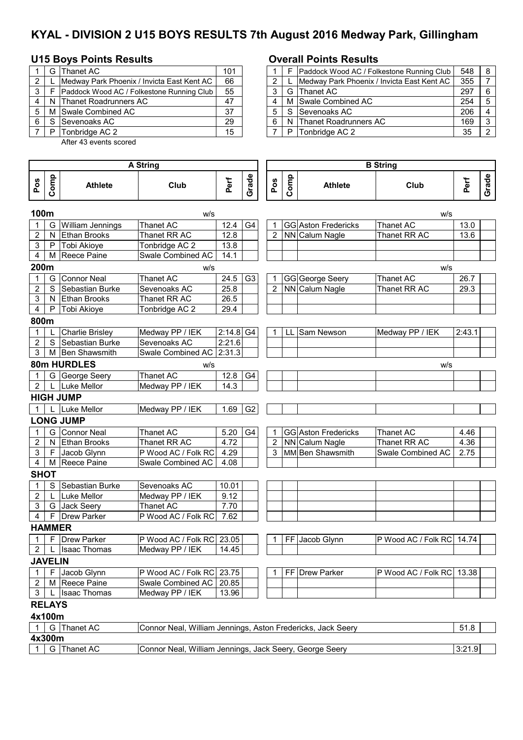# KYAL - DIVISION 2 U15 BOYS RESULTS 7th August 2016 Medway Park, Gillingham

## U15 Boys Points Results

| | | | |
|---|---|---|---|
| 1 | G | Thanet AC | 101 |
| 2 | L | Medway Park Phoenix / Invicta East Kent AC | 66 |
| 3 | F | Paddock Wood AC / Folkestone Running Club | 55 |
| 4 | N | Thanet Roadrunners AC | 47 |
| 5 | M | Swale Combined AC | 37 |
| 6 | S | Sevenoaks AC | 29 |
| 7 | P | Tonbridge AC 2 | 15 |

After 43 events scored

## Overall Points Results

| | | | | |
|---|---|---|---|---|
| 1 | F | Paddock Wood AC / Folkestone Running Club | 548 | 8 |
| 2 | L | Medway Park Phoenix / Invicta East Kent AC | 355 | 7 |
| 3 | G | Thanet AC | 297 | 6 |
| 4 | M | Swale Combined AC | 254 | 5 |
| 5 | S | Sevenoaks AC | 206 | 4 |
| 6 | N | Thanet Roadrunners AC | 169 | 3 |
| 7 | P | Tonbridge AC 2 | 35 | 2 |

| A String | | | | | | B String | | | | | |
|---|---|---|---|---|---|---|---|---|---|---|---|
| Pos | Comp | Athlete | Club | Perf | Grade | Pos | Comp | Athlete | Club | Perf | Grade |
| **100m** | | | w/s | | | | | | w/s | | |
| 1 | G | William Jennings | Thanet AC | 12.4 | G4 | 1 | GG | Aston Fredericks | Thanet AC | 13.0 | |
| 2 | N | Ethan Brooks | Thanet RR AC | 12.8 | | 2 | NN | Calum Nagle | Thanet RR AC | 13.6 | |
| 3 | P | Tobi Akioye | Tonbridge AC 2 | 13.8 | | | | | | | |
| 4 | M | Reece Paine | Swale Combined AC | 14.1 | | | | | | | |
| **200m** | | | w/s | | | | | | w/s | | |
| 1 | G | Connor Neal | Thanet AC | 24.5 | G3 | 1 | GG | George Seery | Thanet AC | 26.7 | |
| 2 | S | Sebastian Burke | Sevenoaks AC | 25.8 | | 2 | NN | Calum Nagle | Thanet RR AC | 29.3 | |
| 3 | N | Ethan Brooks | Thanet RR AC | 26.5 | | | | | | | |
| 4 | P | Tobi Akioye | Tonbridge AC 2 | 29.4 | | | | | | | |
| **800m** | | | | | | | | | | | |
| 1 | L | Charlie Brisley | Medway PP / IEK | 2:14.8 | G4 | 1 | LL | Sam Newson | Medway PP / IEK | 2:43.1 | |
| 2 | S | Sebastian Burke | Sevenoaks AC | 2:21.6 | | | | | | | |
| 3 | M | Ben Shawsmith | Swale Combined AC | 2:31.3 | | | | | | | |
| **80m HURDLES** | | | w/s | | | | | | w/s | | |
| 1 | G | George Seery | Thanet AC | 12.8 | G4 | | | | | | |
| 2 | L | Luke Mellor | Medway PP / IEK | 14.3 | | | | | | | |
| **HIGH JUMP** | | | | | | | | | | | |
| 1 | L | Luke Mellor | Medway PP / IEK | 1.69 | G2 | | | | | | |
| **LONG JUMP** | | | | | | | | | | | |
| 1 | G | Connor Neal | Thanet AC | 5.20 | G4 | 1 | GG | Aston Fredericks | Thanet AC | 4.46 | |
| 2 | N | Ethan Brooks | Thanet RR AC | 4.72 | | 2 | NN | Calum Nagle | Thanet RR AC | 4.36 | |
| 3 | F | Jacob Glynn | P Wood AC / Folk RC | 4.29 | | 3 | MM | Ben Shawsmith | Swale Combined AC | 2.75 | |
| 4 | M | Reece Paine | Swale Combined AC | 4.08 | | | | | | | |
| **SHOT** | | | | | | | | | | | |
| 1 | S | Sebastian Burke | Sevenoaks AC | 10.01 | | | | | | | |
| 2 | L | Luke Mellor | Medway PP / IEK | 9.12 | | | | | | | |
| 3 | G | Jack Seery | Thanet AC | 7.70 | | | | | | | |
| 4 | F | Drew Parker | P Wood AC / Folk RC | 7.62 | | | | | | | |
| **HAMMER** | | | | | | | | | | | |
| 1 | F | Drew Parker | P Wood AC / Folk RC | 23.05 | | 1 | FF | Jacob Glynn | P Wood AC / Folk RC | 14.74 | |
| 2 | L | Isaac Thomas | Medway PP / IEK | 14.45 | | | | | | | |
| **JAVELIN** | | | | | | | | | | | |
| 1 | F | Jacob Glynn | P Wood AC / Folk RC | 23.75 | | 1 | FF | Drew Parker | P Wood AC / Folk RC | 13.38 | |
| 2 | M | Reece Paine | Swale Combined AC | 20.85 | | | | | | | |
| 3 | L | Isaac Thomas | Medway PP / IEK | 13.96 | | | | | | | |

## RELAYS

**4x100m**

| Pos | Comp | Team | Athletes | Perf | Grade |
|---|---|---|---|---|---|
| 1 | G | Thanet AC | Connor Neal, William Jennings, Aston Fredericks, Jack Seery | 51.8 | |

**4x300m**

| Pos | Comp | Team | Athletes | Perf | Grade |
|---|---|---|---|---|---|
| 1 | G | Thanet AC | Connor Neal, William Jennings, Jack Seery, George Seery | 3:21.9 | |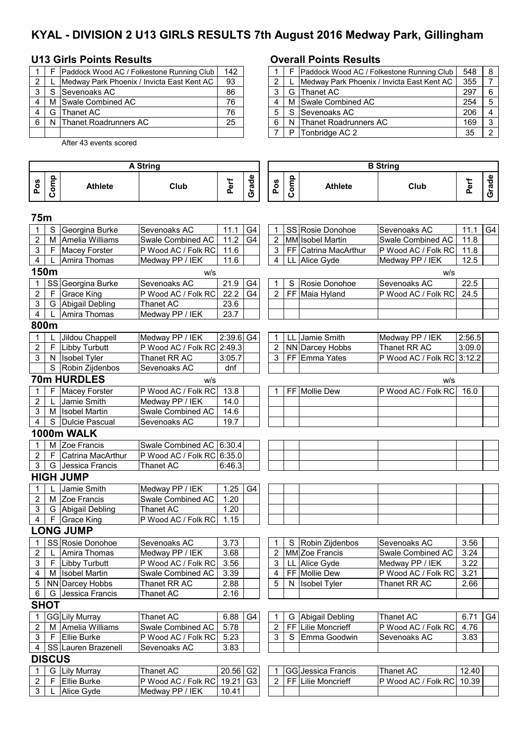# KYAL - DIVISION 2 U13 GIRLS RESULTS 7th August 2016 Medway Park, Gillingham

## U13 Girls Points Results

| | | | |
|---|---|---|---|
| 1 | F | Paddock Wood AC / Folkestone Running Club | 142 |
| 2 | L | Medway Park Phoenix / Invicta East Kent AC | 93 |
| 3 | S | Sevenoaks AC | 86 |
| 4 | M | Swale Combined AC | 76 |
| 4 | G | Thanet AC | 76 |
| 6 | N | Thanet Roadrunners AC | 25 |

After 43 events scored

## Overall Points Results

| | | | | |
|---|---|---|---|---|
| 1 | F | Paddock Wood AC / Folkestone Running Club | 548 | 8 |
| 2 | L | Medway Park Phoenix / Invicta East Kent AC | 355 | 7 |
| 3 | G | Thanet AC | 297 | 6 |
| 4 | M | Swale Combined AC | 254 | 5 |
| 5 | S | Sevenoaks AC | 206 | 4 |
| 6 | N | Thanet Roadrunners AC | 169 | 3 |
| 7 | P | Tonbridge AC 2 | 35 | 2 |

| A String | | | | | | B String | | | | | |
|---|---|---|---|---|---|---|---|---|---|---|---|
| Pos | Comp | Athlete | Club | Perf | Grade | Pos | Comp | Athlete | Club | Perf | Grade |
| **75m** | | | | | | | | | | | |
| 1 | S | Georgina Burke | Sevenoaks AC | 11.1 | G4 | 1 | SS | Rosie Donohoe | Sevenoaks AC | 11.1 | G4 |
| 2 | M | Amelia Williams | Swale Combined AC | 11.2 | G4 | 2 | MM | Isobel Martin | Swale Combined AC | 11.8 | |
| 3 | F | Macey Forster | P Wood AC / Folk RC | 11.6 | | 3 | FF | Catrina MacArthur | P Wood AC / Folk RC | 11.8 | |
| 4 | L | Amira Thomas | Medway PP / IEK | 11.6 | | 4 | LL | Alice Gyde | Medway PP / IEK | 12.5 | |
| **150m** | | | w/s | | | | | | w/s | | |
| 1 | SS | Georgina Burke | Sevenoaks AC | 21.9 | G4 | 1 | S | Rosie Donohoe | Sevenoaks AC | 22.5 | |
| 2 | F | Grace King | P Wood AC / Folk RC | 22.2 | G4 | 2 | FF | Maia Hyland | P Wood AC / Folk RC | 24.5 | |
| 3 | G | Abigail Debling | Thanet AC | 23.6 | | | | | | | |
| 4 | L | Amira Thomas | Medway PP / IEK | 23.7 | | | | | | | |
| **800m** | | | | | | | | | | | |
| 1 | L | Jildou Chappell | Medway PP / IEK | 2:39.6 | G4 | 1 | LL | Jamie Smith | Medway PP / IEK | 2:56.5 | |
| 2 | F | Libby Turbutt | P Wood AC / Folk RC | 2:49.3 | | 2 | NN | Darcey Hobbs | Thanet RR AC | 3:09.0 | |
| 3 | N | Isobel Tyler | Thanet RR AC | 3:05.7 | | 3 | FF | Emma Yates | P Wood AC / Folk RC | 3:12.2 | |
| | S | Robin Zijdenbos | Sevenoaks AC | dnf | | | | | | | |
| **70m HURDLES** | | | w/s | | | | | | w/s | | |
| 1 | F | Macey Forster | P Wood AC / Folk RC | 13.8 | | 1 | FF | Mollie Dew | P Wood AC / Folk RC | 16.0 | |
| 2 | L | Jamie Smith | Medway PP / IEK | 14.0 | | | | | | | |
| 3 | M | Isobel Martin | Swale Combined AC | 14.6 | | | | | | | |
| 4 | S | Dulcie Pascual | Sevenoaks AC | 19.7 | | | | | | | |
| **1000m WALK** | | | | | | | | | | | |
| 1 | M | Zoe Francis | Swale Combined AC | 6:30.4 | | | | | | | |
| 2 | F | Catrina MacArthur | P Wood AC / Folk RC | 6:35.0 | | | | | | | |
| 3 | G | Jessica Francis | Thanet AC | 6:46.3 | | | | | | | |
| **HIGH JUMP** | | | | | | | | | | | |
| 1 | L | Jamie Smith | Medway PP / IEK | 1.25 | G4 | | | | | | |
| 2 | M | Zoe Francis | Swale Combined AC | 1.20 | | | | | | | |
| 3 | G | Abigail Debling | Thanet AC | 1.20 | | | | | | | |
| 4 | F | Grace King | P Wood AC / Folk RC | 1.15 | | | | | | | |
| **LONG JUMP** | | | | | | | | | | | |
| 1 | SS | Rosie Donohoe | Sevenoaks AC | 3.73 | | 1 | S | Robin Zijdenbos | Sevenoaks AC | 3.56 | |
| 2 | L | Amira Thomas | Medway PP / IEK | 3.68 | | 2 | MM | Zoe Francis | Swale Combined AC | 3.24 | |
| 3 | F | Libby Turbutt | P Wood AC / Folk RC | 3.56 | | 3 | LL | Alice Gyde | Medway PP / IEK | 3.22 | |
| 4 | M | Isobel Martin | Swale Combined AC | 3.39 | | 4 | FF | Mollie Dew | P Wood AC / Folk RC | 3.21 | |
| 5 | NN | Darcey Hobbs | Thanet RR AC | 2.88 | | 5 | N | Isobel Tyler | Thanet RR AC | 2.66 | |
| 6 | G | Jessica Francis | Thanet AC | 2.16 | | | | | | | |
| **SHOT** | | | | | | | | | | | |
| 1 | GG | Lily Murray | Thanet AC | 6.88 | G4 | 1 | G | Abigail Debling | Thanet AC | 6.71 | G4 |
| 2 | M | Amelia Williams | Swale Combined AC | 5.78 | | 2 | FF | Lilie Moncrieff | P Wood AC / Folk RC | 4.76 | |
| 3 | F | Ellie Burke | P Wood AC / Folk RC | 5.23 | | 3 | S | Emma Goodwin | Sevenoaks AC | 3.83 | |
| 4 | SS | Lauren Brazenell | Sevenoaks AC | 3.83 | | | | | | | |
| **DISCUS** | | | | | | | | | | | |
| 1 | G | Lily Murray | Thanet AC | 20.56 | G2 | 1 | GG | Jessica Francis | Thanet AC | 12.40 | |
| 2 | F | Ellie Burke | P Wood AC / Folk RC | 19.21 | G3 | 2 | FF | Lilie Moncrieff | P Wood AC / Folk RC | 10.39 | |
| 3 | L | Alice Gyde | Medway PP / IEK | 10.41 | | | | | | | |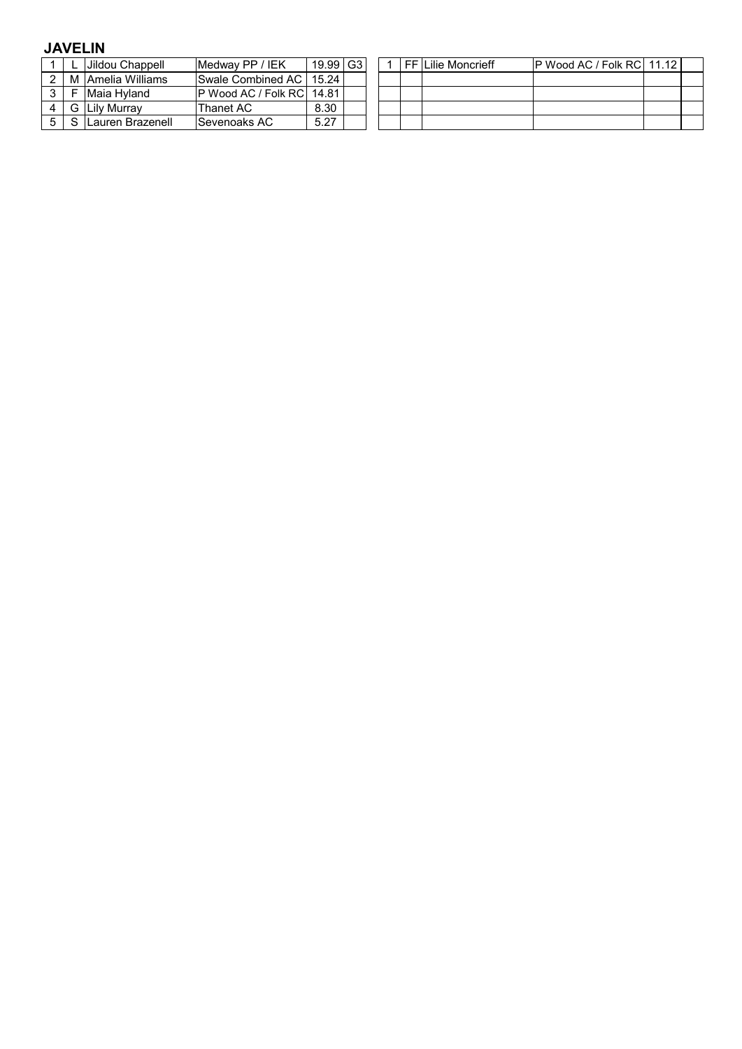## JAVELIN

| | | | | | |
|---|---|---|---|---|---|
| 1 | L | Jildou Chappell | Medway PP / IEK | 19.99 | G3 |
| 2 | M | Amelia Williams | Swale Combined AC | 15.24 | |
| 3 | F | Maia Hyland | P Wood AC / Folk RC | 14.81 | |
| 4 | G | Lily Murray | Thanet AC | 8.30 | |
| 5 | S | Lauren Brazenell | Sevenoaks AC | 5.27 | |

| | | | | | |
|---|---|---|---|---|---|
| 1 | FF | Lilie Moncrieff | P Wood AC / Folk RC | 11.12 | |
| | | | | | |
| | | | | | |
| | | | | | |
| | | | | | |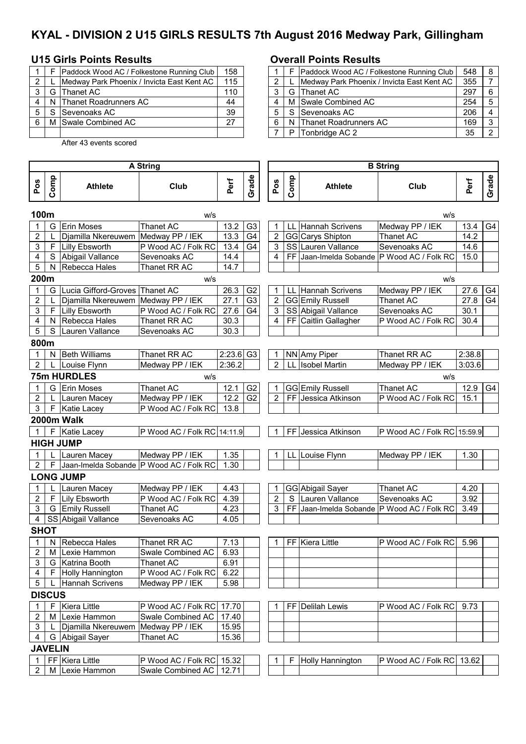# KYAL - DIVISION 2 U15 GIRLS RESULTS 7th August 2016 Medway Park, Gillingham

## U15 Girls Points Results

| | | | |
|---|---|---|---|
| 1 | F | Paddock Wood AC / Folkestone Running Club | 158 |
| 2 | L | Medway Park Phoenix / Invicta East Kent AC | 115 |
| 3 | G | Thanet AC | 110 |
| 4 | N | Thanet Roadrunners AC | 44 |
| 5 | S | Sevenoaks AC | 39 |
| 6 | M | Swale Combined AC | 27 |

After 43 events scored

## Overall Points Results

| | | | | |
|---|---|---|---|---|
| 1 | F | Paddock Wood AC / Folkestone Running Club | 548 | 8 |
| 2 | L | Medway Park Phoenix / Invicta East Kent AC | 355 | 7 |
| 3 | G | Thanet AC | 297 | 6 |
| 4 | M | Swale Combined AC | 254 | 5 |
| 5 | S | Sevenoaks AC | 206 | 4 |
| 6 | N | Thanet Roadrunners AC | 169 | 3 |
| 7 | P | Tonbridge AC 2 | 35 | 2 |

## A String

| Pos | Comp | Athlete | Club | Perf | Grade |
|---|---|---|---|---|---|
| **100m** | | | w/s | | |
| 1 | G | Erin Moses | Thanet AC | 13.2 | G3 |
| 2 | L | Djamilla Nkereuwem | Medway PP / IEK | 13.3 | G4 |
| 3 | F | Lilly Ebsworth | P Wood AC / Folk RC | 13.4 | G4 |
| 4 | S | Abigail Vallance | Sevenoaks AC | 14.4 | |
| 5 | N | Rebecca Hales | Thanet RR AC | 14.7 | |
| **200m** | | | w/s | | |
| 1 | G | Lucia Gifford-Groves | Thanet AC | 26.3 | G2 |
| 2 | L | Djamilla Nkereuwem | Medway PP / IEK | 27.1 | G3 |
| 3 | F | Lilly Ebsworth | P Wood AC / Folk RC | 27.6 | G4 |
| 4 | N | Rebecca Hales | Thanet RR AC | 30.3 | |
| 5 | S | Lauren Vallance | Sevenoaks AC | 30.3 | |
| **800m** | | | | | |
| 1 | N | Beth Williams | Thanet RR AC | 2:23.6 | G3 |
| 2 | L | Louise Flynn | Medway PP / IEK | 2:36.2 | |
| **75m HURDLES** | | | w/s | | |
| 1 | G | Erin Moses | Thanet AC | 12.1 | G2 |
| 2 | L | Lauren Macey | Medway PP / IEK | 12.2 | G2 |
| 3 | F | Katie Lacey | P Wood AC / Folk RC | 13.8 | |
| **2000m Walk** | | | | | |
| 1 | F | Katie Lacey | P Wood AC / Folk RC | 14:11.9 | |
| **HIGH JUMP** | | | | | |
| 1 | L | Lauren Macey | Medway PP / IEK | 1.35 | |
| 2 | F | Jaan-Imelda Sobande | P Wood AC / Folk RC | 1.30 | |
| **LONG JUMP** | | | | | |
| 1 | L | Lauren Macey | Medway PP / IEK | 4.43 | |
| 2 | F | Lily Ebsworth | P Wood AC / Folk RC | 4.39 | |
| 3 | G | Emily Russell | Thanet AC | 4.23 | |
| 4 | SS | Abigail Vallance | Sevenoaks AC | 4.05 | |
| **SHOT** | | | | | |
| 1 | N | Rebecca Hales | Thanet RR AC | 7.13 | |
| 2 | M | Lexie Hammon | Swale Combined AC | 6.93 | |
| 3 | G | Katrina Booth | Thanet AC | 6.91 | |
| 4 | F | Holly Hannington | P Wood AC / Folk RC | 6.22 | |
| 5 | L | Hannah Scrivens | Medway PP / IEK | 5.98 | |
| **DISCUS** | | | | | |
| 1 | F | Kiera Little | P Wood AC / Folk RC | 17.70 | |
| 2 | M | Lexie Hammon | Swale Combined AC | 17.40 | |
| 3 | L | Djamilla Nkereuwem | Medway PP / IEK | 15.95 | |
| 4 | G | Abigail Sayer | Thanet AC | 15.36 | |
| **JAVELIN** | | | | | |
| 1 | FF | Kiera Little | P Wood AC / Folk RC | 15.32 | |
| 2 | M | Lexie Hammon | Swale Combined AC | 12.71 | |

## B String

| Pos | Comp | Athlete | Club | Perf | Grade |
|---|---|---|---|---|---|
| **100m** | | | w/s | | |
| 1 | LL | Hannah Scrivens | Medway PP / IEK | 13.4 | G4 |
| 2 | GG | Carys Shipton | Thanet AC | 14.2 | |
| 3 | SS | Lauren Vallance | Sevenoaks AC | 14.6 | |
| 4 | FF | Jaan-Imelda Sobande | P Wood AC / Folk RC | 15.0 | |
| **200m** | | | w/s | | |
| 1 | LL | Hannah Scrivens | Medway PP / IEK | 27.6 | G4 |
| 2 | GG | Emily Russell | Thanet AC | 27.8 | G4 |
| 3 | SS | Abigail Vallance | Sevenoaks AC | 30.1 | |
| 4 | FF | Caitlin Gallagher | P Wood AC / Folk RC | 30.4 | |
| **800m** | | | | | |
| 1 | NN | Amy Piper | Thanet RR AC | 2:38.8 | |
| 2 | LL | Isobel Martin | Medway PP / IEK | 3:03.6 | |
| **75m HURDLES** | | | w/s | | |
| 1 | GG | Emily Russell | Thanet AC | 12.9 | G4 |
| 2 | FF | Jessica Atkinson | P Wood AC / Folk RC | 15.1 | |
| **2000m Walk** | | | | | |
| 1 | FF | Jessica Atkinson | P Wood AC / Folk RC | 15:59.9 | |
| **HIGH JUMP** | | | | | |
| 1 | LL | Louise Flynn | Medway PP / IEK | 1.30 | |
| **LONG JUMP** | | | | | |
| 1 | GG | Abigail Sayer | Thanet AC | 4.20 | |
| 2 | S | Lauren Vallance | Sevenoaks AC | 3.92 | |
| 3 | FF | Jaan-Imelda Sobande | P Wood AC / Folk RC | 3.49 | |
| **SHOT** | | | | | |
| 1 | FF | Kiera Little | P Wood AC / Folk RC | 5.96 | |
| **DISCUS** | | | | | |
| 1 | FF | Delilah Lewis | P Wood AC / Folk RC | 9.73 | |
| **JAVELIN** | | | | | |
| 1 | F | Holly Hannington | P Wood AC / Folk RC | 13.62 | |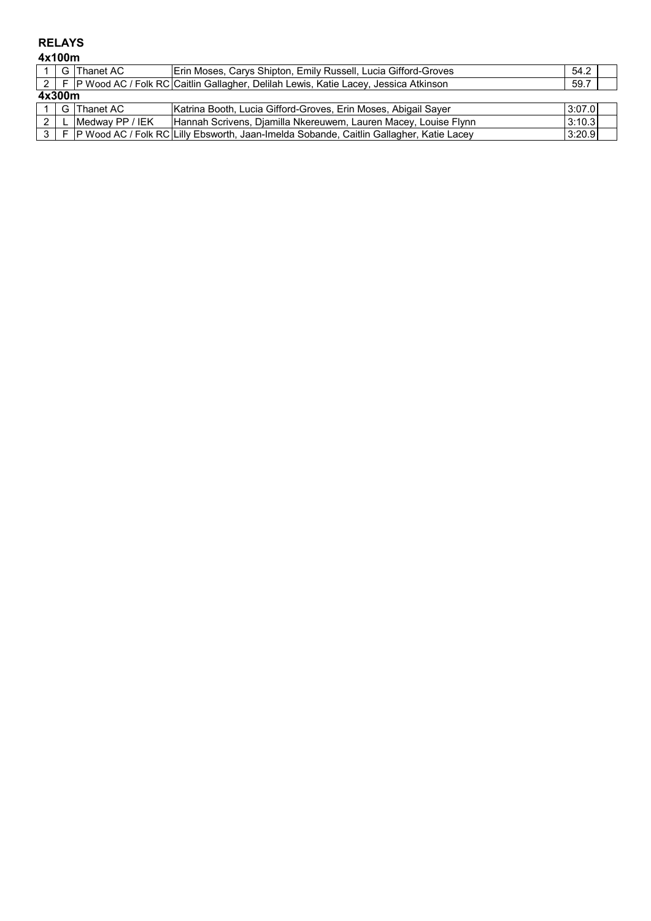## RELAYS

### 4x100m

| | | | | | |
|---|---|---|---|---|---|
| 1 | G | Thanet AC | Erin Moses, Carys Shipton, Emily Russell, Lucia Gifford-Groves | 54.2 | |
| 2 | F | P Wood AC / Folk RC | Caitlin Gallagher, Delilah Lewis, Katie Lacey, Jessica Atkinson | 59.7 | |

### 4x300m

| | | | | | |
|---|---|---|---|---|---|
| 1 | G | Thanet AC | Katrina Booth, Lucia Gifford-Groves, Erin Moses, Abigail Sayer | 3:07.0 | |
| 2 | L | Medway PP / IEK | Hannah Scrivens, Djamilla Nkereuwem, Lauren Macey, Louise Flynn | 3:10.3 | |
| 3 | F | P Wood AC / Folk RC | Lilly Ebsworth, Jaan-Imelda Sobande, Caitlin Gallagher, Katie Lacey | 3:20.9 | |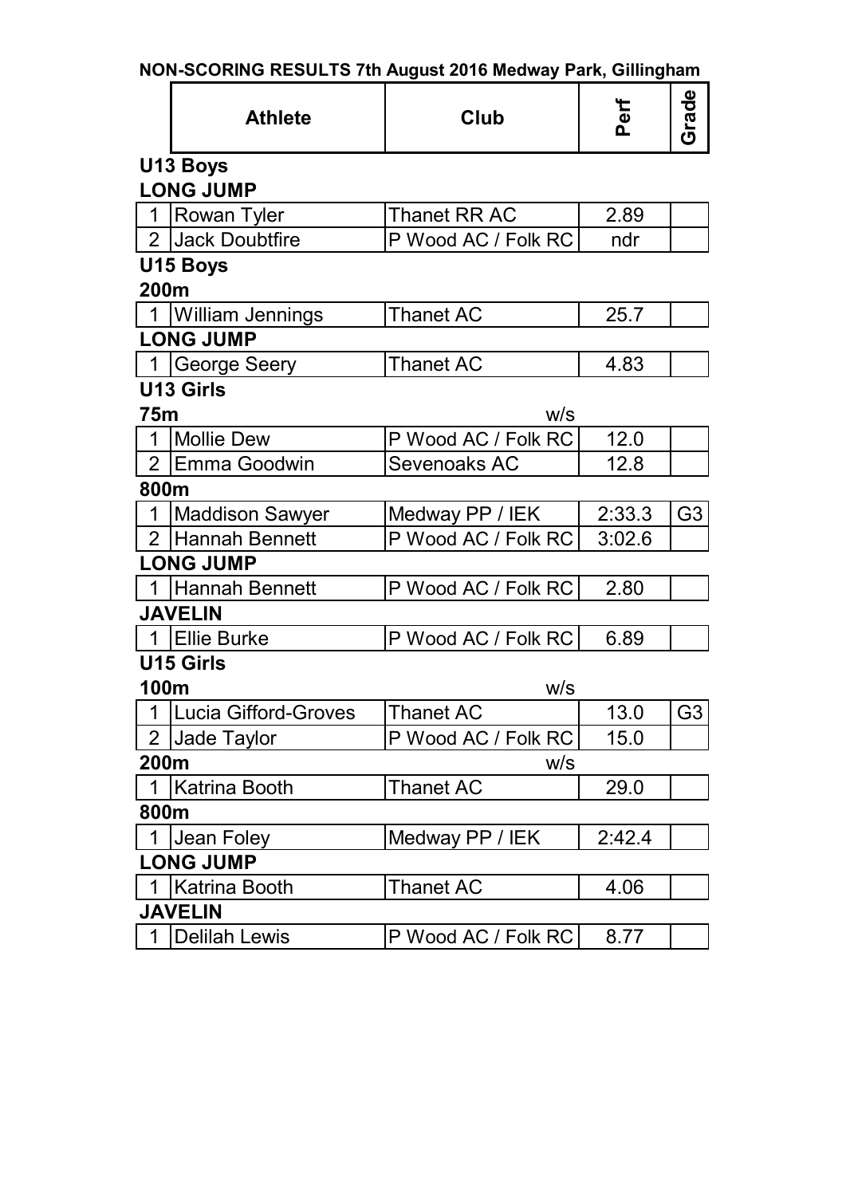**NON-SCORING RESULTS 7th August 2016 Medway Park, Gillingham**

| | Athlete | Club | Perf | Grade |
|---|---|---|---|---|
| **U13 Boys** | | | | |
| **LONG JUMP** | | | | |
| 1 | Rowan Tyler | Thanet RR AC | 2.89 | |
| 2 | Jack Doubtfire | P Wood AC / Folk RC | ndr | |
| **U15 Boys** | | | | |
| **200m** | | | | |
| 1 | William Jennings | Thanet AC | 25.7 | |
| **LONG JUMP** | | | | |
| 1 | George Seery | Thanet AC | 4.83 | |
| **U13 Girls** | | | | |
| **75m** | | w/s | | |
| 1 | Mollie Dew | P Wood AC / Folk RC | 12.0 | |
| 2 | Emma Goodwin | Sevenoaks AC | 12.8 | |
| **800m** | | | | |
| 1 | Maddison Sawyer | Medway PP / IEK | 2:33.3 | G3 |
| 2 | Hannah Bennett | P Wood AC / Folk RC | 3:02.6 | |
| **LONG JUMP** | | | | |
| 1 | Hannah Bennett | P Wood AC / Folk RC | 2.80 | |
| **JAVELIN** | | | | |
| 1 | Ellie Burke | P Wood AC / Folk RC | 6.89 | |
| **U15 Girls** | | | | |
| **100m** | | w/s | | |
| 1 | Lucia Gifford-Groves | Thanet AC | 13.0 | G3 |
| 2 | Jade Taylor | P Wood AC / Folk RC | 15.0 | |
| **200m** | | w/s | | |
| 1 | Katrina Booth | Thanet AC | 29.0 | |
| **800m** | | | | |
| 1 | Jean Foley | Medway PP / IEK | 2:42.4 | |
| **LONG JUMP** | | | | |
| 1 | Katrina Booth | Thanet AC | 4.06 | |
| **JAVELIN** | | | | |
| 1 | Delilah Lewis | P Wood AC / Folk RC | 8.77 | |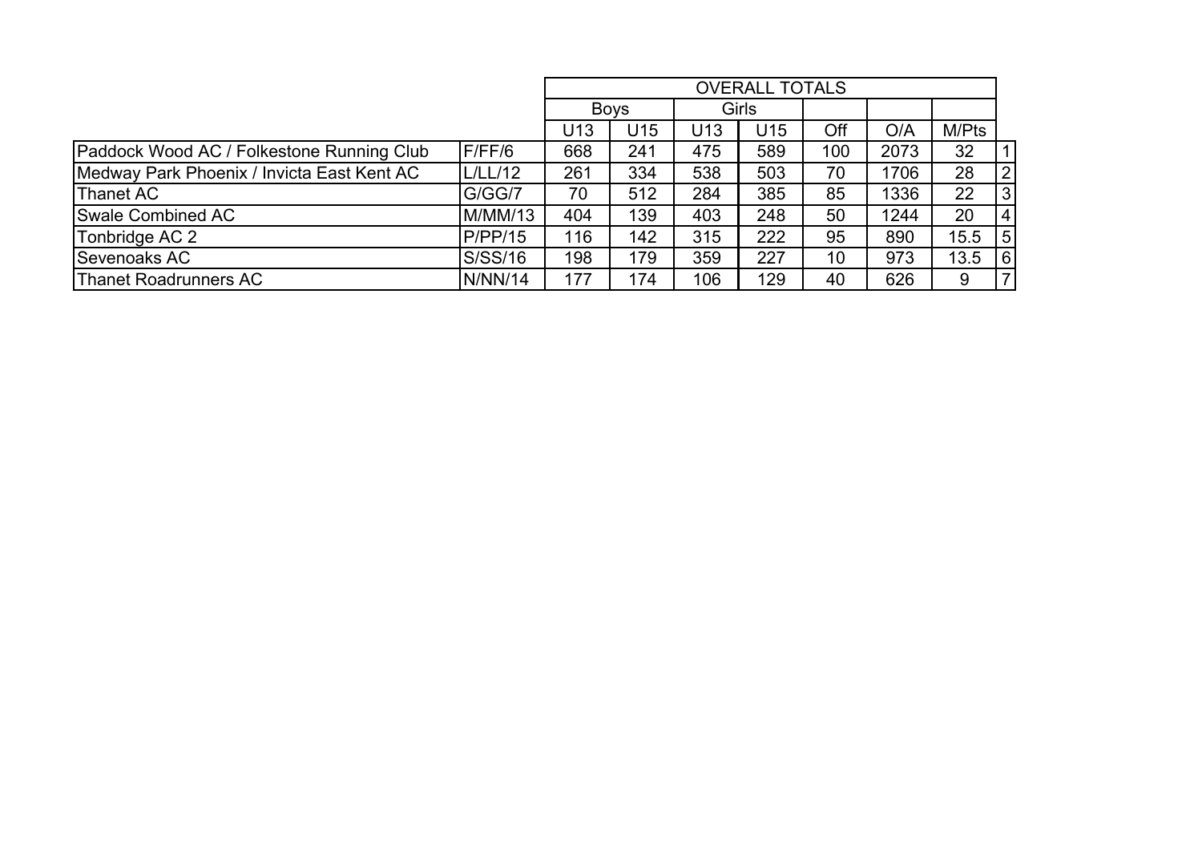| | | OVERALL TOTALS | | | | | | | |
|---|---|---|---|---|---|---|---|---|---|
| | | Boys | | Girls | | | | | |
| | | U13 | U15 | U13 | U15 | Off | O/A | M/Pts | |
| Paddock Wood AC / Folkestone Running Club | F/FF/6 | 668 | 241 | 475 | 589 | 100 | 2073 | 32 | 1 |
| Medway Park Phoenix / Invicta East Kent AC | L/LL/12 | 261 | 334 | 538 | 503 | 70 | 1706 | 28 | 2 |
| Thanet AC | G/GG/7 | 70 | 512 | 284 | 385 | 85 | 1336 | 22 | 3 |
| Swale Combined AC | M/MM/13 | 404 | 139 | 403 | 248 | 50 | 1244 | 20 | 4 |
| Tonbridge AC 2 | P/PP/15 | 116 | 142 | 315 | 222 | 95 | 890 | 15.5 | 5 |
| Sevenoaks AC | S/SS/16 | 198 | 179 | 359 | 227 | 10 | 973 | 13.5 | 6 |
| Thanet Roadrunners AC | N/NN/14 | 177 | 174 | 106 | 129 | 40 | 626 | 9 | 7 |